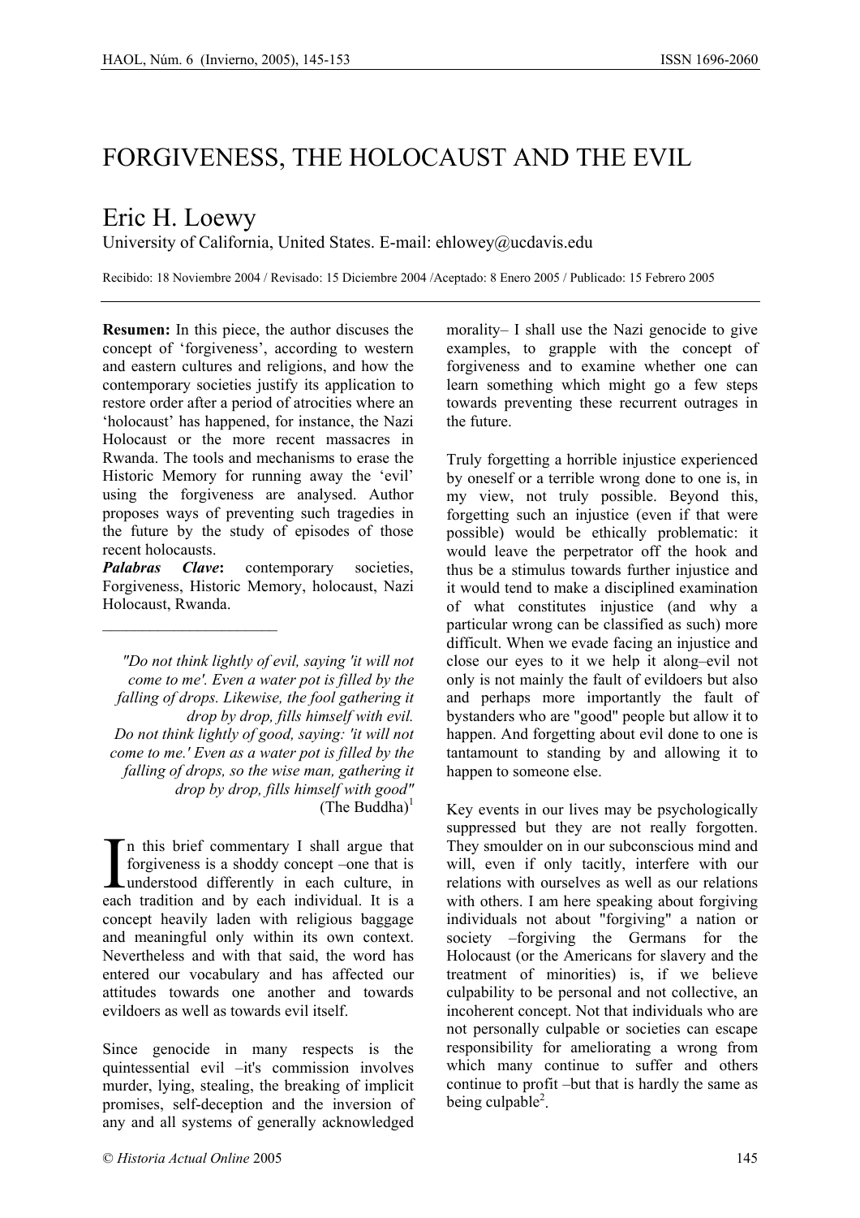# FORGIVENESS, THE HOLOCAUST AND THE EVIL

## Eric H. Loewy

University of California, United States. E-mail: ehlowey@ucdavis.edu

Recibido: 18 Noviembre 2004 / Revisado: 15 Diciembre 2004 /Aceptado: 8 Enero 2005 / Publicado: 15 Febrero 2005

**Resumen:** In this piece, the author discuses the concept of 'forgiveness', according to western and eastern cultures and religions, and how the contemporary societies justify its application to restore order after a period of atrocities where an 'holocaust' has happened, for instance, the Nazi Holocaust or the more recent massacres in Rwanda. The tools and mechanisms to erase the Historic Memory for running away the 'evil' using the forgiveness are analysed. Author proposes ways of preventing such tragedies in the future by the study of episodes of those recent holocausts.

***Palabras Clave*:** contemporary societies, Forgiveness, Historic Memory, holocaust, Nazi Holocaust, Rwanda.

---

*"Do not think lightly of evil, saying 'it will not come to me'. Even a water pot is filled by the falling of drops. Likewise, the fool gathering it drop by drop, fills himself with evil. Do not think lightly of good, saying: 'it will not come to me.' Even as a water pot is filled by the falling of drops, so the wise man, gathering it drop by drop, fills himself with good"*
(The Buddha)[1]

In this brief commentary I shall argue that forgiveness is a shoddy concept –one that is understood differently in each culture, in each tradition and by each individual. It is a concept heavily laden with religious baggage and meaningful only within its own context. Nevertheless and with that said, the word has entered our vocabulary and has affected our attitudes towards one another and towards evildoers as well as towards evil itself.

Since genocide in many respects is the quintessential evil –it's commission involves murder, lying, stealing, the breaking of implicit promises, self-deception and the inversion of any and all systems of generally acknowledged morality– I shall use the Nazi genocide to give examples, to grapple with the concept of forgiveness and to examine whether one can learn something which might go a few steps towards preventing these recurrent outrages in the future.

Truly forgetting a horrible injustice experienced by oneself or a terrible wrong done to one is, in my view, not truly possible. Beyond this, forgetting such an injustice (even if that were possible) would be ethically problematic: it would leave the perpetrator off the hook and thus be a stimulus towards further injustice and it would tend to make a disciplined examination of what constitutes injustice (and why a particular wrong can be classified as such) more difficult. When we evade facing an injustice and close our eyes to it we help it along–evil not only is not mainly the fault of evildoers but also and perhaps more importantly the fault of bystanders who are "good" people but allow it to happen. And forgetting about evil done to one is tantamount to standing by and allowing it to happen to someone else.

Key events in our lives may be psychologically suppressed but they are not really forgotten. They smoulder on in our subconscious mind and will, even if only tacitly, interfere with our relations with ourselves as well as our relations with others. I am here speaking about forgiving individuals not about "forgiving" a nation or society –forgiving the Germans for the Holocaust (or the Americans for slavery and the treatment of minorities) is, if we believe culpability to be personal and not collective, an incoherent concept. Not that individuals who are not personally culpable or societies can escape responsibility for ameliorating a wrong from which many continue to suffer and others continue to profit –but that is hardly the same as being culpable[2].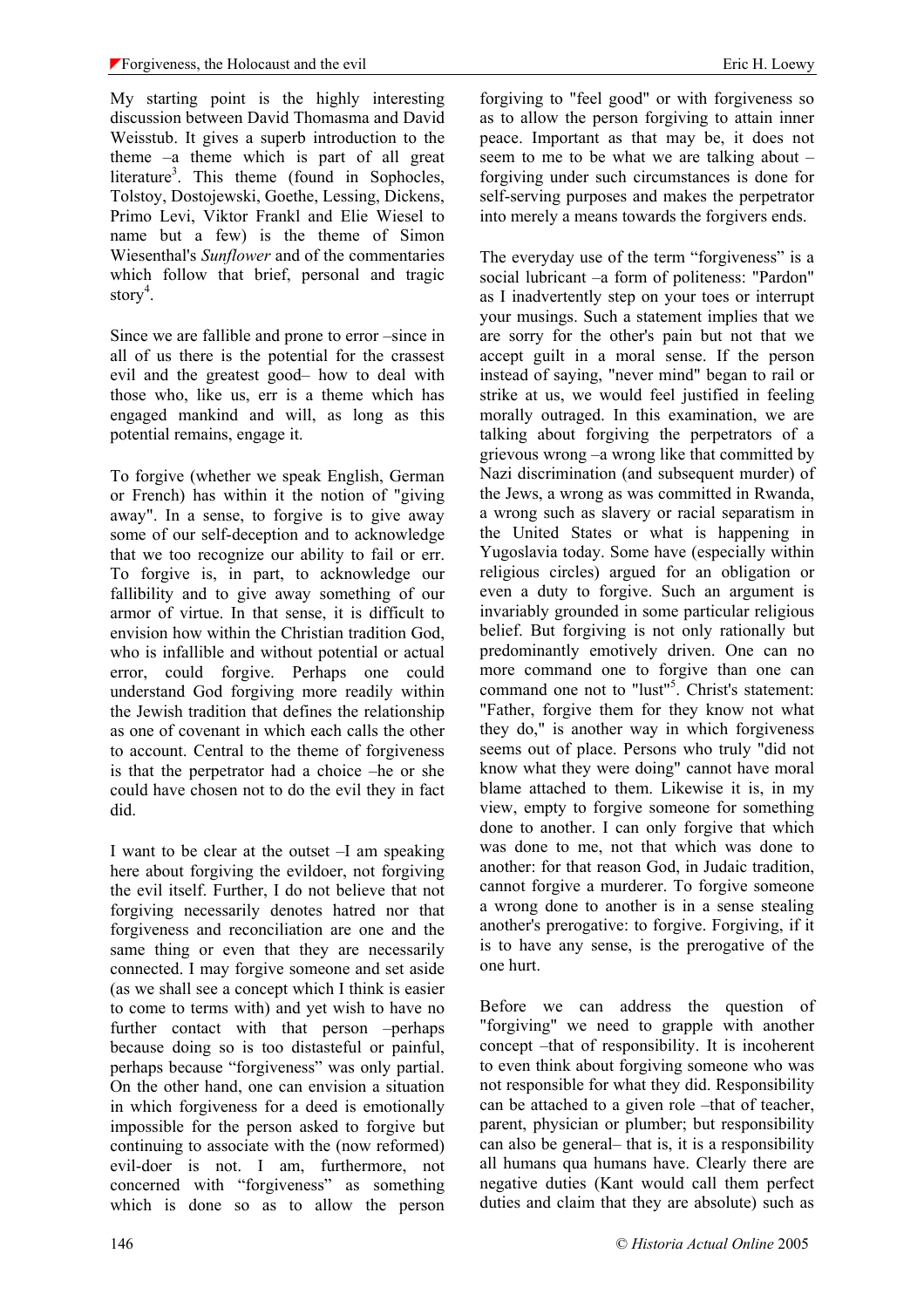My starting point is the highly interesting discussion between David Thomasma and David Weisstub. It gives a superb introduction to the theme –a theme which is part of all great literature[3]. This theme (found in Sophocles, Tolstoy, Dostojewski, Goethe, Lessing, Dickens, Primo Levi, Viktor Frankl and Elie Wiesel to name but a few) is the theme of Simon Wiesenthal's *Sunflower* and of the commentaries which follow that brief, personal and tragic story[4].

Since we are fallible and prone to error –since in all of us there is the potential for the crassest evil and the greatest good– how to deal with those who, like us, err is a theme which has engaged mankind and will, as long as this potential remains, engage it.

To forgive (whether we speak English, German or French) has within it the notion of "giving away". In a sense, to forgive is to give away some of our self-deception and to acknowledge that we too recognize our ability to fail or err. To forgive is, in part, to acknowledge our fallibility and to give away something of our armor of virtue. In that sense, it is difficult to envision how within the Christian tradition God, who is infallible and without potential or actual error, could forgive. Perhaps one could understand God forgiving more readily within the Jewish tradition that defines the relationship as one of covenant in which each calls the other to account. Central to the theme of forgiveness is that the perpetrator had a choice –he or she could have chosen not to do the evil they in fact did.

I want to be clear at the outset –I am speaking here about forgiving the evildoer, not forgiving the evil itself. Further, I do not believe that not forgiving necessarily denotes hatred nor that forgiveness and reconciliation are one and the same thing or even that they are necessarily connected. I may forgive someone and set aside (as we shall see a concept which I think is easier to come to terms with) and yet wish to have no further contact with that person –perhaps because doing so is too distasteful or painful, perhaps because "forgiveness" was only partial. On the other hand, one can envision a situation in which forgiveness for a deed is emotionally impossible for the person asked to forgive but continuing to associate with the (now reformed) evil-doer is not. I am, furthermore, not concerned with "forgiveness" as something which is done so as to allow the person forgiving to "feel good" or with forgiveness so as to allow the person forgiving to attain inner peace. Important as that may be, it does not seem to me to be what we are talking about – forgiving under such circumstances is done for self-serving purposes and makes the perpetrator into merely a means towards the forgivers ends.

The everyday use of the term "forgiveness" is a social lubricant –a form of politeness: "Pardon" as I inadvertently step on your toes or interrupt your musings. Such a statement implies that we are sorry for the other's pain but not that we accept guilt in a moral sense. If the person instead of saying, "never mind" began to rail or strike at us, we would feel justified in feeling morally outraged. In this examination, we are talking about forgiving the perpetrators of a grievous wrong –a wrong like that committed by Nazi discrimination (and subsequent murder) of the Jews, a wrong as was committed in Rwanda, a wrong such as slavery or racial separatism in the United States or what is happening in Yugoslavia today. Some have (especially within religious circles) argued for an obligation or even a duty to forgive. Such an argument is invariably grounded in some particular religious belief. But forgiving is not only rationally but predominantly emotively driven. One can no more command one to forgive than one can command one not to "lust"[5]. Christ's statement: "Father, forgive them for they know not what they do," is another way in which forgiveness seems out of place. Persons who truly "did not know what they were doing" cannot have moral blame attached to them. Likewise it is, in my view, empty to forgive someone for something done to another. I can only forgive that which was done to me, not that which was done to another: for that reason God, in Judaic tradition, cannot forgive a murderer. To forgive someone a wrong done to another is in a sense stealing another's prerogative: to forgive. Forgiving, if it is to have any sense, is the prerogative of the one hurt.

Before we can address the question of "forgiving" we need to grapple with another concept –that of responsibility. It is incoherent to even think about forgiving someone who was not responsible for what they did. Responsibility can be attached to a given role –that of teacher, parent, physician or plumber; but responsibility can also be general– that is, it is a responsibility all humans qua humans have. Clearly there are negative duties (Kant would call them perfect duties and claim that they are absolute) such as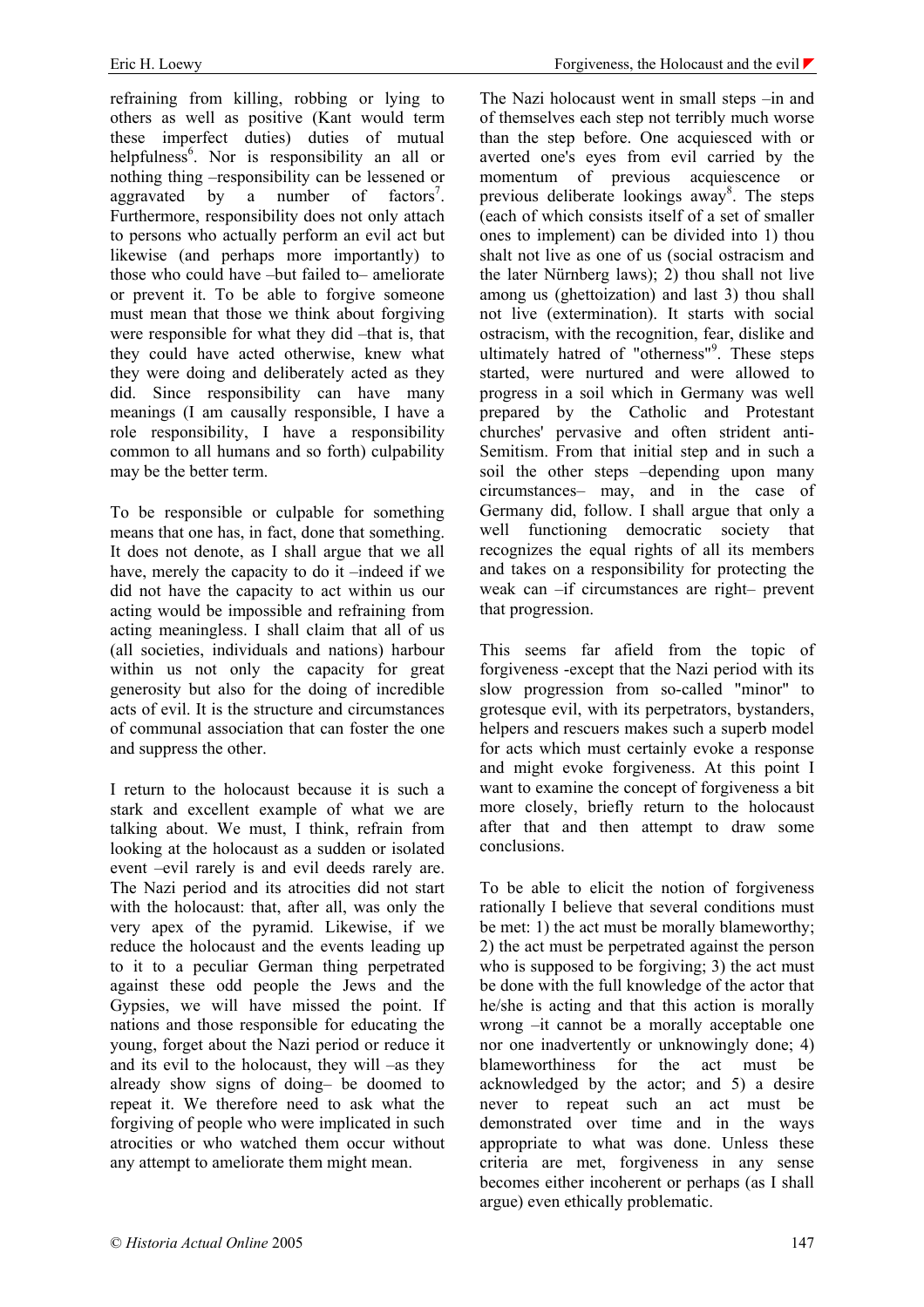refraining from killing, robbing or lying to others as well as positive (Kant would term these imperfect duties) duties of mutual helpfulness[6]. Nor is responsibility an all or nothing thing –responsibility can be lessened or aggravated by a number of factors[7]. Furthermore, responsibility does not only attach to persons who actually perform an evil act but likewise (and perhaps more importantly) to those who could have –but failed to– ameliorate or prevent it. To be able to forgive someone must mean that those we think about forgiving were responsible for what they did –that is, that they could have acted otherwise, knew what they were doing and deliberately acted as they did. Since responsibility can have many meanings (I am causally responsible, I have a role responsibility, I have a responsibility common to all humans and so forth) culpability may be the better term.

To be responsible or culpable for something means that one has, in fact, done that something. It does not denote, as I shall argue that we all have, merely the capacity to do it –indeed if we did not have the capacity to act within us our acting would be impossible and refraining from acting meaningless. I shall claim that all of us (all societies, individuals and nations) harbour within us not only the capacity for great generosity but also for the doing of incredible acts of evil. It is the structure and circumstances of communal association that can foster the one and suppress the other.

I return to the holocaust because it is such a stark and excellent example of what we are talking about. We must, I think, refrain from looking at the holocaust as a sudden or isolated event –evil rarely is and evil deeds rarely are. The Nazi period and its atrocities did not start with the holocaust: that, after all, was only the very apex of the pyramid. Likewise, if we reduce the holocaust and the events leading up to it to a peculiar German thing perpetrated against these odd people the Jews and the Gypsies, we will have missed the point. If nations and those responsible for educating the young, forget about the Nazi period or reduce it and its evil to the holocaust, they will –as they already show signs of doing– be doomed to repeat it. We therefore need to ask what the forgiving of people who were implicated in such atrocities or who watched them occur without any attempt to ameliorate them might mean.

The Nazi holocaust went in small steps –in and of themselves each step not terribly much worse than the step before. One acquiesced with or averted one's eyes from evil carried by the momentum of previous acquiescence or previous deliberate lookings away[8]. The steps (each of which consists itself of a set of smaller ones to implement) can be divided into 1) thou shalt not live as one of us (social ostracism and the later Nürnberg laws); 2) thou shall not live among us (ghettoization) and last 3) thou shall not live (extermination). It starts with social ostracism, with the recognition, fear, dislike and ultimately hatred of "otherness"[9]. These steps started, were nurtured and were allowed to progress in a soil which in Germany was well prepared by the Catholic and Protestant churches' pervasive and often strident anti-Semitism. From that initial step and in such a soil the other steps –depending upon many circumstances– may, and in the case of Germany did, follow. I shall argue that only a well functioning democratic society that recognizes the equal rights of all its members and takes on a responsibility for protecting the weak can –if circumstances are right– prevent that progression.

This seems far afield from the topic of forgiveness -except that the Nazi period with its slow progression from so-called "minor" to grotesque evil, with its perpetrators, bystanders, helpers and rescuers makes such a superb model for acts which must certainly evoke a response and might evoke forgiveness. At this point I want to examine the concept of forgiveness a bit more closely, briefly return to the holocaust after that and then attempt to draw some conclusions.

To be able to elicit the notion of forgiveness rationally I believe that several conditions must be met: 1) the act must be morally blameworthy; 2) the act must be perpetrated against the person who is supposed to be forgiving; 3) the act must be done with the full knowledge of the actor that he/she is acting and that this action is morally wrong –it cannot be a morally acceptable one nor one inadvertently or unknowingly done; 4) blameworthiness for the act must be acknowledged by the actor; and 5) a desire never to repeat such an act must be demonstrated over time and in the ways appropriate to what was done. Unless these criteria are met, forgiveness in any sense becomes either incoherent or perhaps (as I shall argue) even ethically problematic.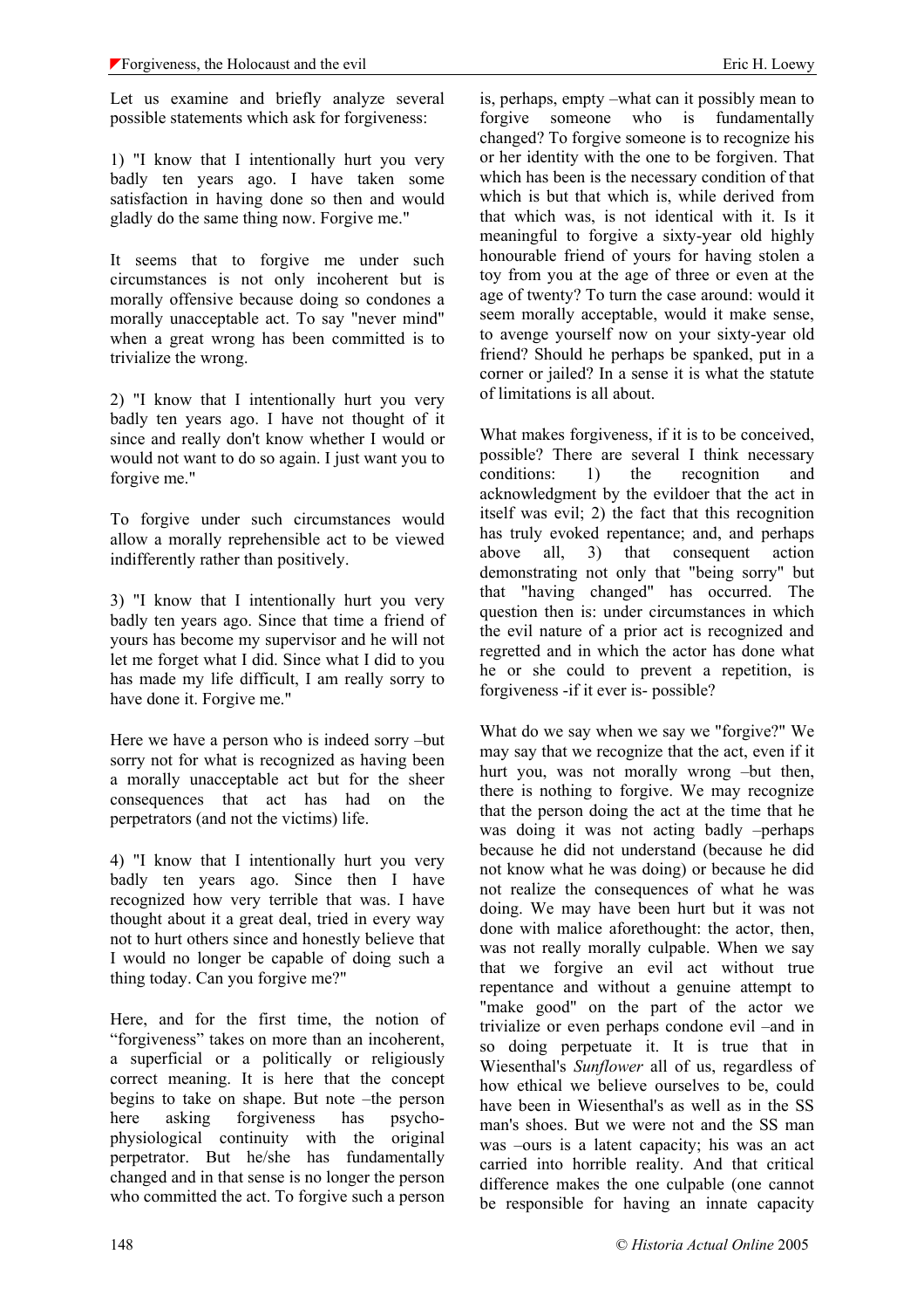Let us examine and briefly analyze several possible statements which ask for forgiveness:

1) "I know that I intentionally hurt you very badly ten years ago. I have taken some satisfaction in having done so then and would gladly do the same thing now. Forgive me."

It seems that to forgive me under such circumstances is not only incoherent but is morally offensive because doing so condones a morally unacceptable act. To say "never mind" when a great wrong has been committed is to trivialize the wrong.

2) "I know that I intentionally hurt you very badly ten years ago. I have not thought of it since and really don't know whether I would or would not want to do so again. I just want you to forgive me."

To forgive under such circumstances would allow a morally reprehensible act to be viewed indifferently rather than positively.

3) "I know that I intentionally hurt you very badly ten years ago. Since that time a friend of yours has become my supervisor and he will not let me forget what I did. Since what I did to you has made my life difficult, I am really sorry to have done it. Forgive me."

Here we have a person who is indeed sorry –but sorry not for what is recognized as having been a morally unacceptable act but for the sheer consequences that act has had on the perpetrators (and not the victims) life.

4) "I know that I intentionally hurt you very badly ten years ago. Since then I have recognized how very terrible that was. I have thought about it a great deal, tried in every way not to hurt others since and honestly believe that I would no longer be capable of doing such a thing today. Can you forgive me?"

Here, and for the first time, the notion of "forgiveness" takes on more than an incoherent, a superficial or a politically or religiously correct meaning. It is here that the concept begins to take on shape. But note –the person here asking forgiveness has psycho-physiological continuity with the original perpetrator. But he/she has fundamentally changed and in that sense is no longer the person who committed the act. To forgive such a person is, perhaps, empty –what can it possibly mean to forgive someone who is fundamentally changed? To forgive someone is to recognize his or her identity with the one to be forgiven. That which has been is the necessary condition of that which is but that which is, while derived from that which was, is not identical with it. Is it meaningful to forgive a sixty-year old highly honourable friend of yours for having stolen a toy from you at the age of three or even at the age of twenty? To turn the case around: would it seem morally acceptable, would it make sense, to avenge yourself now on your sixty-year old friend? Should he perhaps be spanked, put in a corner or jailed? In a sense it is what the statute of limitations is all about.

What makes forgiveness, if it is to be conceived, possible? There are several I think necessary conditions: 1) the recognition and acknowledgement by the evildoer that the act in itself was evil; 2) the fact that this recognition has truly evoked repentance; and, and perhaps above all, 3) that consequent action demonstrating not only that "being sorry" but that "having changed" has occurred. The question then is: under circumstances in which the evil nature of a prior act is recognized and regretted and in which the actor has done what he or she could to prevent a repetition, is forgiveness -if it ever is- possible?

What do we say when we say we "forgive?" We may say that we recognize that the act, even if it hurt you, was not morally wrong –but then, there is nothing to forgive. We may recognize that the person doing the act at the time that he was doing it was not acting badly –perhaps because he did not understand (because he did not know what he was doing) or because he did not realize the consequences of what he was doing. We may have been hurt but it was not done with malice aforethought: the actor, then, was not really morally culpable. When we say that we forgive an evil act without true repentance and without a genuine attempt to "make good" on the part of the actor we trivialize or even perhaps condone evil –and in so doing perpetuate it. It is true that in Wiesenthal's *Sunflower* all of us, regardless of how ethical we believe ourselves to be, could have been in Wiesenthal's as well as in the SS man's shoes. But we were not and the SS man was –ours is a latent capacity; his was an act carried into horrible reality. And that critical difference makes the one culpable (one cannot be responsible for having an innate capacity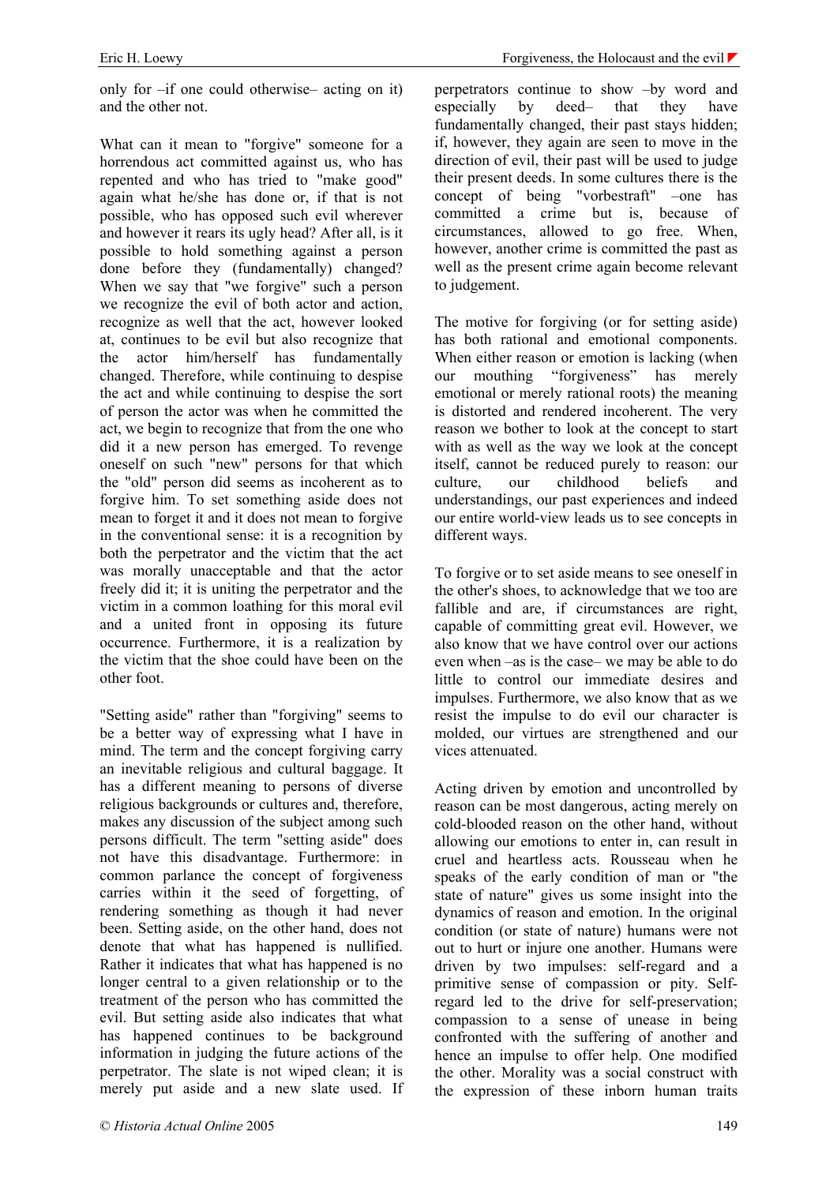only for –if one could otherwise– acting on it) and the other not.

What can it mean to "forgive" someone for a horrendous act committed against us, who has repented and who has tried to "make good" again what he/she has done or, if that is not possible, who has opposed such evil wherever and however it rears its ugly head? After all, is it possible to hold something against a person done before they (fundamentally) changed? When we say that "we forgive" such a person we recognize the evil of both actor and action, recognize as well that the act, however looked at, continues to be evil but also recognize that the actor him/herself has fundamentally changed. Therefore, while continuing to despise the act and while continuing to despise the sort of person the actor was when he committed the act, we begin to recognize that from the one who did it a new person has emerged. To revenge oneself on such "new" persons for that which the "old" person did seems as incoherent as to forgive him. To set something aside does not mean to forget it and it does not mean to forgive in the conventional sense: it is a recognition by both the perpetrator and the victim that the act was morally unacceptable and that the actor freely did it; it is uniting the perpetrator and the victim in a common loathing for this moral evil and a united front in opposing its future occurrence. Furthermore, it is a realization by the victim that the shoe could have been on the other foot.

"Setting aside" rather than "forgiving" seems to be a better way of expressing what I have in mind. The term and the concept forgiving carry an inevitable religious and cultural baggage. It has a different meaning to persons of diverse religious backgrounds or cultures and, therefore, makes any discussion of the subject among such persons difficult. The term "setting aside" does not have this disadvantage. Furthermore: in common parlance the concept of forgiveness carries within it the seed of forgetting, of rendering something as though it had never been. Setting aside, on the other hand, does not denote that what has happened is nullified. Rather it indicates that what has happened is no longer central to a given relationship or to the treatment of the person who has committed the evil. But setting aside also indicates that what has happened continues to be background information in judging the future actions of the perpetrator. The slate is not wiped clean; it is merely put aside and a new slate used. If perpetrators continue to show –by word and especially by deed– that they have fundamentally changed, their past stays hidden; if, however, they again are seen to move in the direction of evil, their past will be used to judge their present deeds. In some cultures there is the concept of being "vorbestraft" –one has committed a crime but is, because of circumstances, allowed to go free. When, however, another crime is committed the past as well as the present crime again become relevant to judgement.

The motive for forgiving (or for setting aside) has both rational and emotional components. When either reason or emotion is lacking (when our mouthing "forgiveness" has merely emotional or merely rational roots) the meaning is distorted and rendered incoherent. The very reason we bother to look at the concept to start with as well as the way we look at the concept itself, cannot be reduced purely to reason: our culture, our childhood beliefs and understandings, our past experiences and indeed our entire world-view leads us to see concepts in different ways.

To forgive or to set aside means to see oneself in the other's shoes, to acknowledge that we too are fallible and are, if circumstances are right, capable of committing great evil. However, we also know that we have control over our actions even when –as is the case– we may be able to do little to control our immediate desires and impulses. Furthermore, we also know that as we resist the impulse to do evil our character is molded, our virtues are strengthened and our vices attenuated.

Acting driven by emotion and uncontrolled by reason can be most dangerous, acting merely on cold-blooded reason on the other hand, without allowing our emotions to enter in, can result in cruel and heartless acts. Rousseau when he speaks of the early condition of man or "the state of nature" gives us some insight into the dynamics of reason and emotion. In the original condition (or state of nature) humans were not out to hurt or injure one another. Humans were driven by two impulses: self-regard and a primitive sense of compassion or pity. Self-regard led to the drive for self-preservation; compassion to a sense of unease in being confronted with the suffering of another and hence an impulse to offer help. One modified the other. Morality was a social construct with the expression of these inborn human traits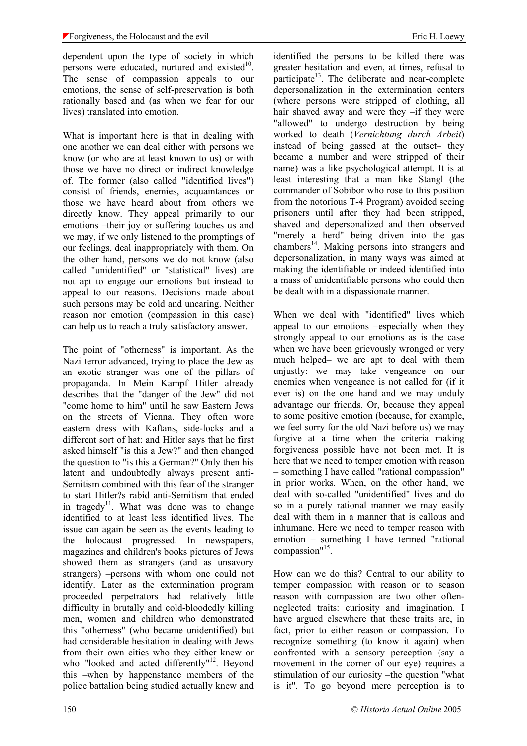dependent upon the type of society in which persons were educated, nurtured and existed[10]. The sense of compassion appeals to our emotions, the sense of self-preservation is both rationally based and (as when we fear for our lives) translated into emotion.

What is important here is that in dealing with one another we can deal either with persons we know (or who are at least known to us) or with those we have no direct or indirect knowledge of. The former (also called "identified lives") consist of friends, enemies, acquaintances or those we have heard about from others we directly know. They appeal primarily to our emotions –their joy or suffering touches us and we may, if we only listened to the promptings of our feelings, deal inappropriately with them. On the other hand, persons we do not know (also called "unidentified" or "statistical" lives) are not apt to engage our emotions but instead to appeal to our reasons. Decisions made about such persons may be cold and uncaring. Neither reason nor emotion (compassion in this case) can help us to reach a truly satisfactory answer.

The point of "otherness" is important. As the Nazi terror advanced, trying to place the Jew as an exotic stranger was one of the pillars of propaganda. In Mein Kampf Hitler already describes that the "danger of the Jew" did not "come home to him" until he saw Eastern Jews on the streets of Vienna. They often wore eastern dress with Kaftans, side-locks and a different sort of hat: and Hitler says that he first asked himself "is this a Jew?" and then changed the question to "is this a German?" Only then his latent and undoubtedly always present anti-Semitism combined with this fear of the stranger to start Hitler?s rabid anti-Semitism that ended in tragedy[11]. What was done was to change identified to at least less identified lives. The issue can again be seen as the events leading to the holocaust progressed. In newspapers, magazines and children's books pictures of Jews showed them as strangers (and as unsavory strangers) –persons with whom one could not identify. Later as the extermination program proceeded perpetrators had relatively little difficulty in brutally and cold-bloodedly killing men, women and children who demonstrated this "otherness" (who became unidentified) but had considerable hesitation in dealing with Jews from their own cities who they either knew or who "looked and acted differently"[12]. Beyond this –when by happenstance members of the police battalion being studied actually knew and identified the persons to be killed there was greater hesitation and even, at times, refusal to participate[13]. The deliberate and near-complete depersonalization in the extermination centers (where persons were stripped of clothing, all hair shaved away and were they –if they were "allowed" to undergo destruction by being worked to death (*Vernichtung durch Arbeit*) instead of being gassed at the outset– they became a number and were stripped of their name) was a like psychological attempt. It is at least interesting that a man like Stangl (the commander of Sobibor who rose to this position from the notorious T-4 Program) avoided seeing prisoners until after they had been stripped, shaved and depersonalized and then observed "merely a herd" being driven into the gas chambers[14]. Making persons into strangers and depersonalization, in many ways was aimed at making the identifiable or indeed identified into a mass of unidentifiable persons who could then be dealt with in a dispassionate manner.

When we deal with "identified" lives which appeal to our emotions –especially when they strongly appeal to our emotions as is the case when we have been grievously wronged or very much helped– we are apt to deal with them unjustly: we may take vengeance on our enemies when vengeance is not called for (if it ever is) on the one hand and we may unduly advantage our friends. Or, because they appeal to some positive emotion (because, for example, we feel sorry for the old Nazi before us) we may forgive at a time when the criteria making forgiveness possible have not been met. It is here that we need to temper emotion with reason – something I have called "rational compassion" in prior works. When, on the other hand, we deal with so-called "unidentified" lives and do so in a purely rational manner we may easily deal with them in a manner that is callous and inhumane. Here we need to temper reason with emotion – something I have termed "rational compassion"[15].

How can we do this? Central to our ability to temper compassion with reason or to season reason with compassion are two other often-neglected traits: curiosity and imagination. I have argued elsewhere that these traits are, in fact, prior to either reason or compassion. To recognize something (to know it again) when confronted with a sensory perception (say a movement in the corner of our eye) requires a stimulation of our curiosity –the question "what is it". To go beyond mere perception is to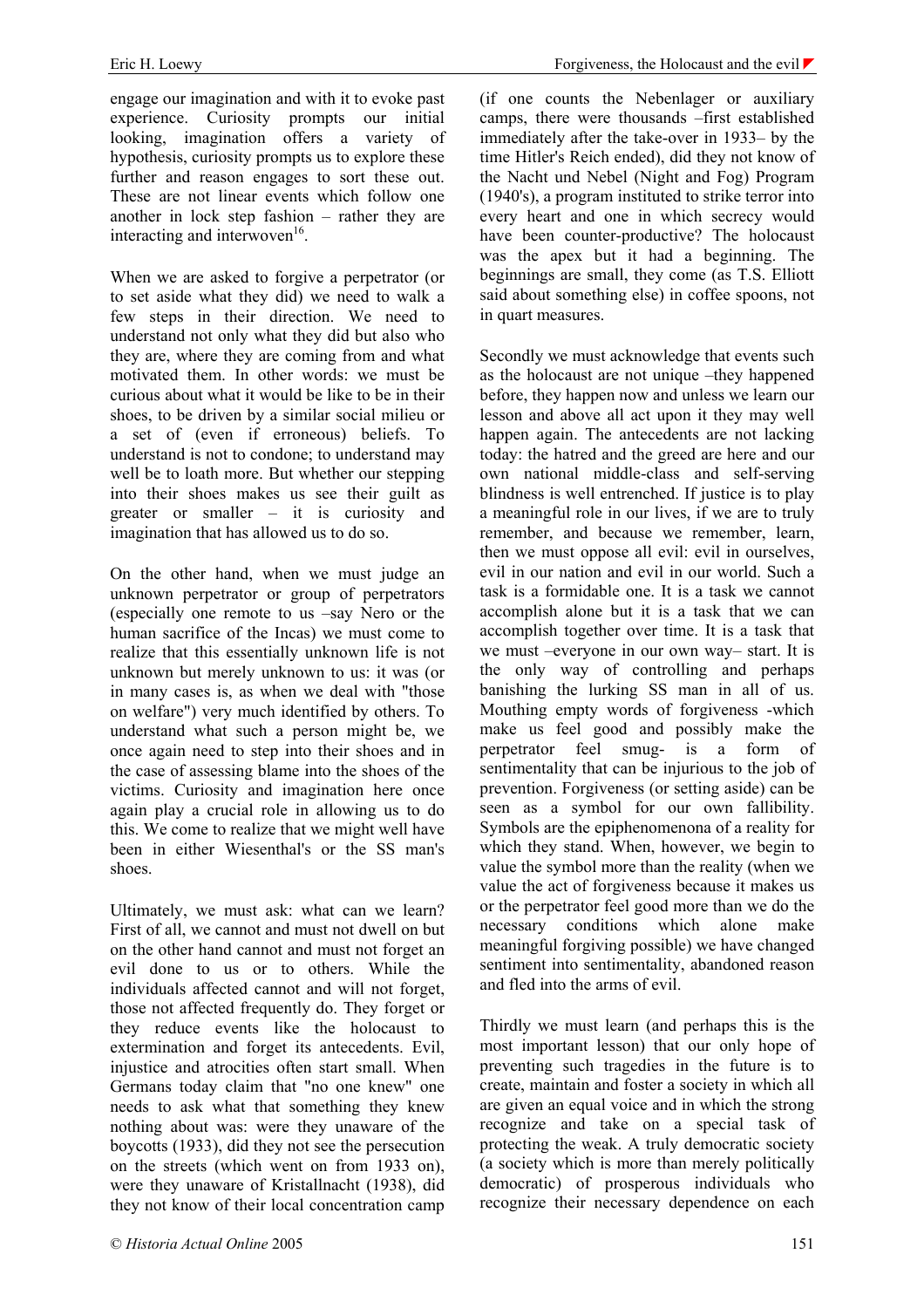engage our imagination and with it to evoke past experience. Curiosity prompts our initial looking, imagination offers a variety of hypothesis, curiosity prompts us to explore these further and reason engages to sort these out. These are not linear events which follow one another in lock step fashion – rather they are interacting and interwoven[16].

When we are asked to forgive a perpetrator (or to set aside what they did) we need to walk a few steps in their direction. We need to understand not only what they did but also who they are, where they are coming from and what motivated them. In other words: we must be curious about what it would be like to be in their shoes, to be driven by a similar social milieu or a set of (even if erroneous) beliefs. To understand is not to condone; to understand may well be to loath more. But whether our stepping into their shoes makes us see their guilt as greater or smaller – it is curiosity and imagination that has allowed us to do so.

On the other hand, when we must judge an unknown perpetrator or group of perpetrators (especially one remote to us –say Nero or the human sacrifice of the Incas) we must come to realize that this essentially unknown life is not unknown but merely unknown to us: it was (or in many cases is, as when we deal with "those on welfare") very much identified by others. To understand what such a person might be, we once again need to step into their shoes and in the case of assessing blame into the shoes of the victims. Curiosity and imagination here once again play a crucial role in allowing us to do this. We come to realize that we might well have been in either Wiesenthal's or the SS man's shoes.

Ultimately, we must ask: what can we learn? First of all, we cannot and must not dwell on but on the other hand cannot and must not forget an evil done to us or to others. While the individuals affected cannot and will not forget, those not affected frequently do. They forget or they reduce events like the holocaust to extermination and forget its antecedents. Evil, injustice and atrocities often start small. When Germans today claim that "no one knew" one needs to ask what that something they knew nothing about was: were they unaware of the boycotts (1933), did they not see the persecution on the streets (which went on from 1933 on), were they unaware of Kristallnacht (1938), did they not know of their local concentration camp (if one counts the Nebenlager or auxiliary camps, there were thousands –first established immediately after the take-over in 1933– by the time Hitler's Reich ended), did they not know of the Nacht und Nebel (Night and Fog) Program (1940's), a program instituted to strike terror into every heart and one in which secrecy would have been counter-productive? The holocaust was the apex but it had a beginning. The beginnings are small, they come (as T.S. Elliott said about something else) in coffee spoons, not in quart measures.

Secondly we must acknowledge that events such as the holocaust are not unique –they happened before, they happen now and unless we learn our lesson and above all act upon it they may well happen again. The antecedents are not lacking today: the hatred and the greed are here and our own national middle-class and self-serving blindness is well entrenched. If justice is to play a meaningful role in our lives, if we are to truly remember, and because we remember, learn, then we must oppose all evil: evil in ourselves, evil in our nation and evil in our world. Such a task is a formidable one. It is a task we cannot accomplish alone but it is a task that we can accomplish together over time. It is a task that we must –everyone in our own way– start. It is the only way of controlling and perhaps banishing the lurking SS man in all of us. Mouthing empty words of forgiveness -which make us feel good and possibly make the perpetrator feel smug- is a form of sentimentality that can be injurious to the job of prevention. Forgiveness (or setting aside) can be seen as a symbol for our own fallibility. Symbols are the epiphenomenona of a reality for which they stand. When, however, we begin to value the symbol more than the reality (when we value the act of forgiveness because it makes us or the perpetrator feel good more than we do the necessary conditions which alone make meaningful forgiving possible) we have changed sentiment into sentimentality, abandoned reason and fled into the arms of evil.

Thirdly we must learn (and perhaps this is the most important lesson) that our only hope of preventing such tragedies in the future is to create, maintain and foster a society in which all are given an equal voice and in which the strong recognize and take on a special task of protecting the weak. A truly democratic society (a society which is more than merely politically democratic) of prosperous individuals who recognize their necessary dependence on each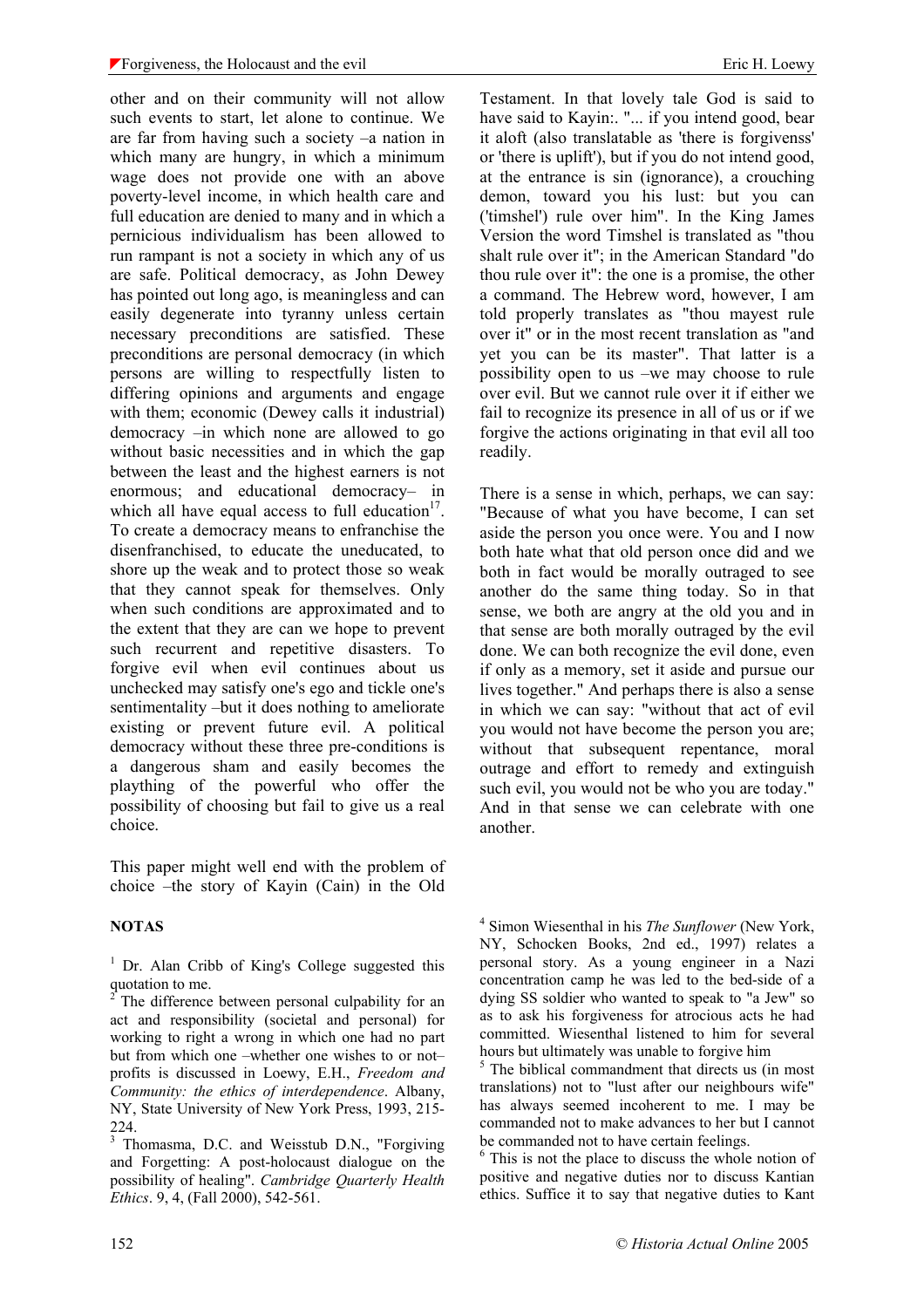other and on their community will not allow such events to start, let alone to continue. We are far from having such a society –a nation in which many are hungry, in which a minimum wage does not provide one with an above poverty-level income, in which health care and full education are denied to many and in which a pernicious individualism has been allowed to run rampant is not a society in which any of us are safe. Political democracy, as John Dewey has pointed out long ago, is meaningless and can easily degenerate into tyranny unless certain necessary preconditions are satisfied. These preconditions are personal democracy (in which persons are willing to respectfully listen to differing opinions and arguments and engage with them; economic (Dewey calls it industrial) democracy –in which none are allowed to go without basic necessities and in which the gap between the least and the highest earners is not enormous; and educational democracy– in which all have equal access to full education[17]. To create a democracy means to enfranchise the disenfranchised, to educate the uneducated, to shore up the weak and to protect those so weak that they cannot speak for themselves. Only when such conditions are approximated and to the extent that they are can we hope to prevent such recurrent and repetitive disasters. To forgive evil when evil continues about us unchecked may satisfy one's ego and tickle one's sentimentality –but it does nothing to ameliorate existing or prevent future evil. A political democracy without these three pre-conditions is a dangerous sham and easily becomes the plaything of the powerful who offer the possibility of choosing but fail to give us a real choice.

This paper might well end with the problem of choice –the story of Kayin (Cain) in the Old Testament. In that lovely tale God is said to have said to Kayin:. "... if you intend good, bear it aloft (also translatable as 'there is forgivenss' or 'there is uplift'), but if you do not intend good, at the entrance is sin (ignorance), a crouching demon, toward you his lust: but you can ('timshel') rule over him". In the King James Version the word Timshel is translated as "thou shalt rule over it"; in the American Standard "do thou rule over it": the one is a promise, the other a command. The Hebrew word, however, I am told properly translates as "thou mayest rule over it" or in the most recent translation as "and yet you can be its master". That latter is a possibility open to us –we may choose to rule over evil. But we cannot rule over it if either we fail to recognize its presence in all of us or if we forgive the actions originating in that evil all too readily.

There is a sense in which, perhaps, we can say: "Because of what you have become, I can set aside the person you once were. You and I now both hate what that old person once did and we both in fact would be morally outraged to see another do the same thing today. So in that sense, we both are angry at the old you and in that sense are both morally outraged by the evil done. We can both recognize the evil done, even if only as a memory, set it aside and pursue our lives together." And perhaps there is also a sense in which we can say: "without that act of evil you would not have become the person you are; without that subsequent repentance, moral outrage and effort to remedy and extinguish such evil, you would not be who you are today." And in that sense we can celebrate with one another.

## NOTAS

[1] Dr. Alan Cribb of King's College suggested this quotation to me.

[2] The difference between personal culpability for an act and responsibility (societal and personal) for working to right a wrong in which one had no part but from which one –whether one wishes to or not– profits is discussed in Loewy, E.H., *Freedom and Community: the ethics of interdependence*. Albany, NY, State University of New York Press, 1993, 215-224.

[3] Thomasma, D.C. and Weisstub D.N., "Forgiving and Forgetting: A post-holocaust dialogue on the possibility of healing". *Cambridge Quarterly Health Ethics*. 9, 4, (Fall 2000), 542-561.

[4] Simon Wiesenthal in his *The Sunflower* (New York, NY, Schocken Books, 2nd ed., 1997) relates a personal story. As a young engineer in a Nazi concentration camp he was led to the bed-side of a dying SS soldier who wanted to speak to "a Jew" so as to ask his forgiveness for atrocious acts he had committed. Wiesenthal listened to him for several hours but ultimately was unable to forgive him

[5] The biblical commandment that directs us (in most translations) not to "lust after our neighbours wife" has always seemed incoherent to me. I may be commanded not to make advances to her but I cannot be commanded not to have certain feelings.

[6] This is not the place to discuss the whole notion of positive and negative duties nor to discuss Kantian ethics. Suffice it to say that negative duties to Kant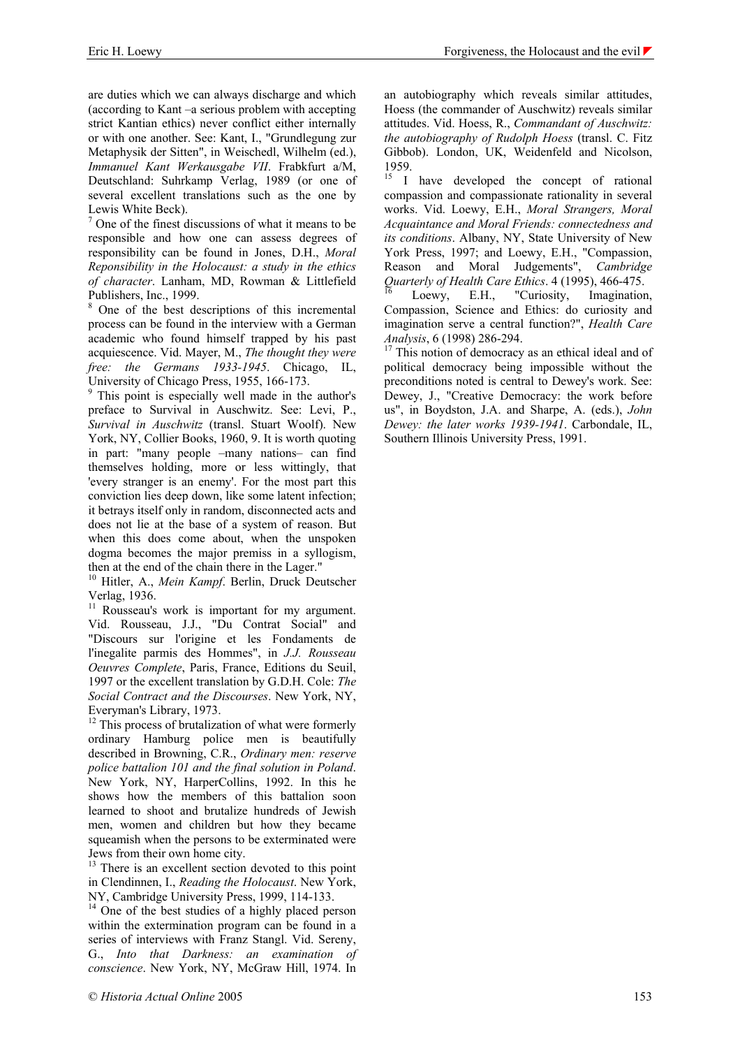are duties which we can always discharge and which (according to Kant –a serious problem with accepting strict Kantian ethics) never conflict either internally or with one another. See: Kant, I., "Grundlegung zur Metaphysik der Sitten", in Weischedl, Wilhelm (ed.), *Immanuel Kant Werkausgabe VII*. Frabkfurt a/M, Deutschland: Suhrkamp Verlag, 1989 (or one of several excellent translations such as the one by Lewis White Beck).

[7] One of the finest discussions of what it means to be responsible and how one can assess degrees of responsibility can be found in Jones, D.H., *Moral Reponsibility in the Holocaust: a study in the ethics of character*. Lanham, MD, Rowman & Littlefield Publishers, Inc., 1999.

[8] One of the best descriptions of this incremental process can be found in the interview with a German academic who found himself trapped by his past acquiescence. Vid. Mayer, M., *The thought they were free: the Germans 1933-1945*. Chicago, IL, University of Chicago Press, 1955, 166-173.

[9] This point is especially well made in the author's preface to Survival in Auschwitz. See: Levi, P., *Survival in Auschwitz* (transl. Stuart Woolf). New York, NY, Collier Books, 1960, 9. It is worth quoting in part: "many people –many nations– can find themselves holding, more or less wittingly, that 'every stranger is an enemy'. For the most part this conviction lies deep down, like some latent infection; it betrays itself only in random, disconnected acts and does not lie at the base of a system of reason. But when this does come about, when the unspoken dogma becomes the major premiss in a syllogism, then at the end of the chain there in the Lager."

[10] Hitler, A., *Mein Kampf*. Berlin, Druck Deutscher Verlag, 1936.

[11] Rousseau's work is important for my argument. Vid. Rousseau, J.J., "Du Contrat Social" and "Discours sur l'origine et les Fondaments de l'inegalite parmis des Hommes", in *J.J. Rousseau Oeuvres Complete*, Paris, France, Editions du Seuil, 1997 or the excellent translation by G.D.H. Cole: *The Social Contract and the Discourses*. New York, NY, Everyman's Library, 1973.

[12] This process of brutalization of what were formerly ordinary Hamburg police men is beautifully described in Browning, C.R., *Ordinary men: reserve police battalion 101 and the final solution in Poland*. New York, NY, HarperCollins, 1992. In this he shows how the members of this battalion soon learned to shoot and brutalize hundreds of Jewish men, women and children but how they became squeamish when the persons to be exterminated were Jews from their own home city.

[13] There is an excellent section devoted to this point in Clendinnen, I., *Reading the Holocaust*. New York, NY, Cambridge University Press, 1999, 114-133.

[14] One of the best studies of a highly placed person within the extermination program can be found in a series of interviews with Franz Stangl. Vid. Sereny, G., *Into that Darkness: an examination of conscience*. New York, NY, McGraw Hill, 1974. In an autobiography which reveals similar attitudes, Hoess (the commander of Auschwitz) reveals similar attitudes. Vid. Hoess, R., *Commandant of Auschwitz: the autobiography of Rudolph Hoess* (transl. C. Fitz Gibbob). London, UK, Weidenfeld and Nicolson, 1959.

[15] I have developed the concept of rational compassion and compassionate rationality in several works. Vid. Loewy, E.H., *Moral Strangers, Moral Acquaintance and Moral Friends: connectedness and its conditions*. Albany, NY, State University of New York Press, 1997; and Loewy, E.H., "Compassion, Reason and Moral Judgements", *Cambridge Quarterly of Health Care Ethics*. 4 (1995), 466-475.

[16] Loewy, E.H., "Curiosity, Imagination, Compassion, Science and Ethics: do curiosity and imagination serve a central function?", *Health Care Analysis*, 6 (1998) 286-294.

[17] This notion of democracy as an ethical ideal and of political democracy being impossible without the preconditions noted is central to Dewey's work. See: Dewey, J., "Creative Democracy: the work before us", in Boydston, J.A. and Sharpe, A. (eds.), *John Dewey: the later works 1939-1941*. Carbondale, IL, Southern Illinois University Press, 1991.